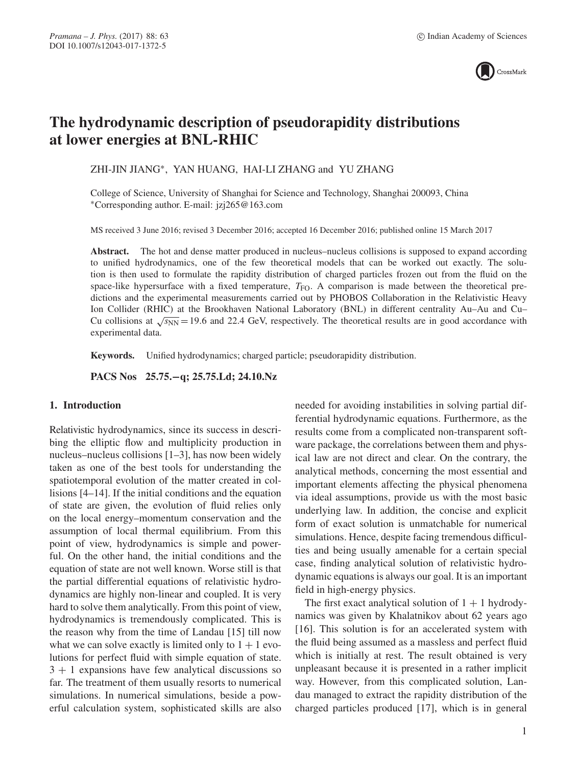# The hydrodynamic description of pseudorapidity distributions at lower energies at BNL-RHIC

ZHI-JIN JIANG*, YAN HUANG, HAI-LI ZHANG and YU ZHANG

College of Science, University of Shanghai for Science and Technology, Shanghai 200093, China
*Corresponding author. E-mail: jzj265@163.com

MS received 3 June 2016; revised 3 December 2016; accepted 16 December 2016; published online 15 March 2017

**Abstract.** The hot and dense matter produced in nucleus–nucleus collisions is supposed to expand according to unified hydrodynamics, one of the few theoretical models that can be worked out exactly. The solution is then used to formulate the rapidity distribution of charged particles frozen out from the fluid on the space-like hypersurface with a fixed temperature, $T_{\rm FO}$. A comparison is made between the theoretical predictions and the experimental measurements carried out by PHOBOS Collaboration in the Relativistic Heavy Ion Collider (RHIC) at the Brookhaven National Laboratory (BNL) in different centrality Au–Au and Cu–Cu collisions at $\sqrt{s_{\rm NN}} = 19.6$ and 22.4 GeV, respectively. The theoretical results are in good accordance with experimental data.

**Keywords.** Unified hydrodynamics; charged particle; pseudorapidity distribution.

**PACS Nos** 25.75.−q; 25.75.Ld; 24.10.Nz

## 1. Introduction

Relativistic hydrodynamics, since its success in describing the elliptic flow and multiplicity production in nucleus–nucleus collisions [1–3], has now been widely taken as one of the best tools for understanding the spatiotemporal evolution of the matter created in collisions [4–14]. If the initial conditions and the equation of state are given, the evolution of fluid relies only on the local energy–momentum conservation and the assumption of local thermal equilibrium. From this point of view, hydrodynamics is simple and powerful. On the other hand, the initial conditions and the equation of state are not well known. Worse still is that the partial differential equations of relativistic hydrodynamics are highly non-linear and coupled. It is very hard to solve them analytically. From this point of view, hydrodynamics is tremendously complicated. This is the reason why from the time of Landau [15] till now what we can solve exactly is limited only to 1 + 1 evolutions for perfect fluid with simple equation of state. 3 + 1 expansions have few analytical discussions so far. The treatment of them usually resorts to numerical simulations. In numerical simulations, beside a powerful calculation system, sophisticated skills are also needed for avoiding instabilities in solving partial differential hydrodynamic equations. Furthermore, as the results come from a complicated non-transparent software package, the correlations between them and physical law are not direct and clear. On the contrary, the analytical methods, concerning the most essential and important elements affecting the physical phenomena via ideal assumptions, provide us with the most basic underlying law. In addition, the concise and explicit form of exact solution is unmatchable for numerical simulations. Hence, despite facing tremendous difficulties and being usually amenable for a certain special case, finding analytical solution of relativistic hydrodynamic equations is always our goal. It is an important field in high-energy physics.

The first exact analytical solution of 1 + 1 hydrodynamics was given by Khalatnikov about 62 years ago [16]. This solution is for an accelerated system with the fluid being assumed as a massless and perfect fluid which is initially at rest. The result obtained is very unpleasant because it is presented in a rather implicit way. However, from this complicated solution, Landau managed to extract the rapidity distribution of the charged particles produced [17], which is in general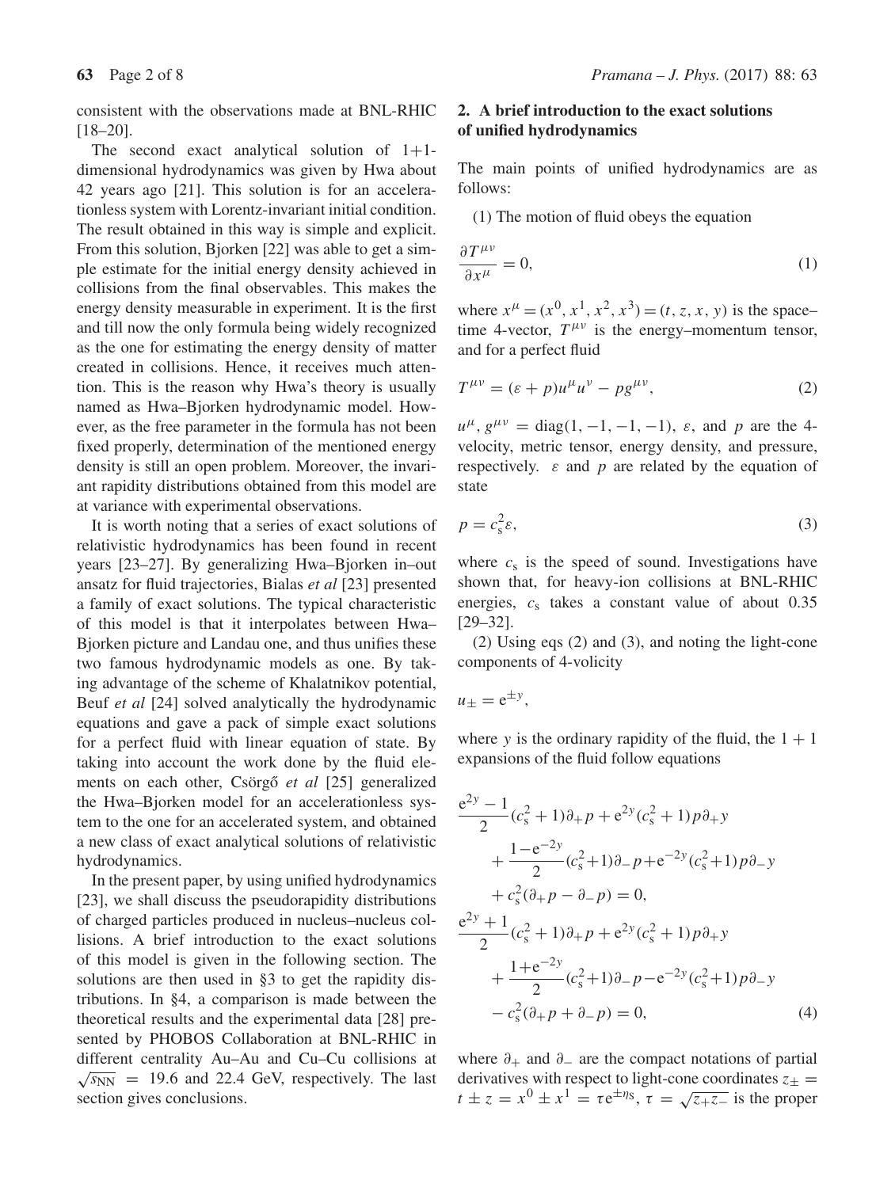consistent with the observations made at BNL-RHIC [18–20].

The second exact analytical solution of 1+1-dimensional hydrodynamics was given by Hwa about 42 years ago [21]. This solution is for an accelerationless system with Lorentz-invariant initial condition. The result obtained in this way is simple and explicit. From this solution, Bjorken [22] was able to get a simple estimate for the initial energy density achieved in collisions from the final observables. This makes the energy density measurable in experiment. It is the first and till now the only formula being widely recognized as the one for estimating the energy density of matter created in collisions. Hence, it receives much attention. This is the reason why Hwa's theory is usually named as Hwa–Bjorken hydrodynamic model. However, as the free parameter in the formula has not been fixed properly, determination of the mentioned energy density is still an open problem. Moreover, the invariant rapidity distributions obtained from this model are at variance with experimental observations.

It is worth noting that a series of exact solutions of relativistic hydrodynamics has been found in recent years [23–27]. By generalizing Hwa–Bjorken in–out ansatz for fluid trajectories, Bialas *et al* [23] presented a family of exact solutions. The typical characteristic of this model is that it interpolates between Hwa–Bjorken picture and Landau one, and thus unifies these two famous hydrodynamic models as one. By taking advantage of the scheme of Khalatnikov potential, Beuf *et al* [24] solved analytically the hydrodynamic equations and gave a pack of simple exact solutions for a perfect fluid with linear equation of state. By taking into account the work done by the fluid elements on each other, Csörgő *et al* [25] generalized the Hwa–Bjorken model for an accelerationless system to the one for an accelerated system, and obtained a new class of exact analytical solutions of relativistic hydrodynamics.

In the present paper, by using unified hydrodynamics [23], we shall discuss the pseudorapidity distributions of charged particles produced in nucleus–nucleus collisions. A brief introduction to the exact solutions of this model is given in the following section. The solutions are then used in §3 to get the rapidity distributions. In §4, a comparison is made between the theoretical results and the experimental data [28] presented by PHOBOS Collaboration at BNL-RHIC in different centrality Au–Au and Cu–Cu collisions at $\sqrt{s_{\mathrm{NN}}} = 19.6$ and 22.4 GeV, respectively. The last section gives conclusions.

## 2. A brief introduction to the exact solutions of unified hydrodynamics

The main points of unified hydrodynamics are as follows:

(1) The motion of fluid obeys the equation

$$\frac{\partial T^{\mu\nu}}{\partial x^{\mu}} = 0, \tag{1}$$

where $x^{\mu} = (x^0, x^1, x^2, x^3) = (t, z, x, y)$ is the space–time 4-vector, $T^{\mu\nu}$ is the energy–momentum tensor, and for a perfect fluid

$$T^{\mu\nu} = (\varepsilon + p)u^{\mu}u^{\nu} - pg^{\mu\nu}, \tag{2}$$

$u^{\mu}$, $g^{\mu\nu} = \mathrm{diag}(1, -1, -1, -1)$, $\varepsilon$, and $p$ are the 4-velocity, metric tensor, energy density, and pressure, respectively. $\varepsilon$ and $p$ are related by the equation of state

$$p = c_{\mathrm{s}}^2 \varepsilon, \tag{3}$$

where $c_{\mathrm{s}}$ is the speed of sound. Investigations have shown that, for heavy-ion collisions at BNL-RHIC energies, $c_{\mathrm{s}}$ takes a constant value of about 0.35 [29–32].

(2) Using eqs (2) and (3), and noting the light-cone components of 4-volicity

$$u_{\pm} = \mathrm{e}^{\pm y},$$

where $y$ is the ordinary rapidity of the fluid, the $1+1$ expansions of the fluid follow equations

$$\begin{aligned}
&\frac{\mathrm{e}^{2y}-1}{2}(c_{\mathrm{s}}^2+1)\partial_{+}p + \mathrm{e}^{2y}(c_{\mathrm{s}}^2+1)p\partial_{+}y \\
&\quad + \frac{1-\mathrm{e}^{-2y}}{2}(c_{\mathrm{s}}^2+1)\partial_{-}p + \mathrm{e}^{-2y}(c_{\mathrm{s}}^2+1)p\partial_{-}y \\
&\quad + c_{\mathrm{s}}^2(\partial_{+}p - \partial_{-}p) = 0, \\
&\frac{\mathrm{e}^{2y}+1}{2}(c_{\mathrm{s}}^2+1)\partial_{+}p + \mathrm{e}^{2y}(c_{\mathrm{s}}^2+1)p\partial_{+}y \\
&\quad + \frac{1+\mathrm{e}^{-2y}}{2}(c_{\mathrm{s}}^2+1)\partial_{-}p - \mathrm{e}^{-2y}(c_{\mathrm{s}}^2+1)p\partial_{-}y \\
&\quad - c_{\mathrm{s}}^2(\partial_{+}p + \partial_{-}p) = 0,
\end{aligned} \tag{4}$$

where $\partial_{+}$ and $\partial_{-}$ are the compact notations of partial derivatives with respect to light-cone coordinates $z_{\pm} = t \pm z = x^0 \pm x^1 = \tau \mathrm{e}^{\pm \eta_{\mathrm{s}}}$, $\tau = \sqrt{z_{+}z_{-}}$ is the proper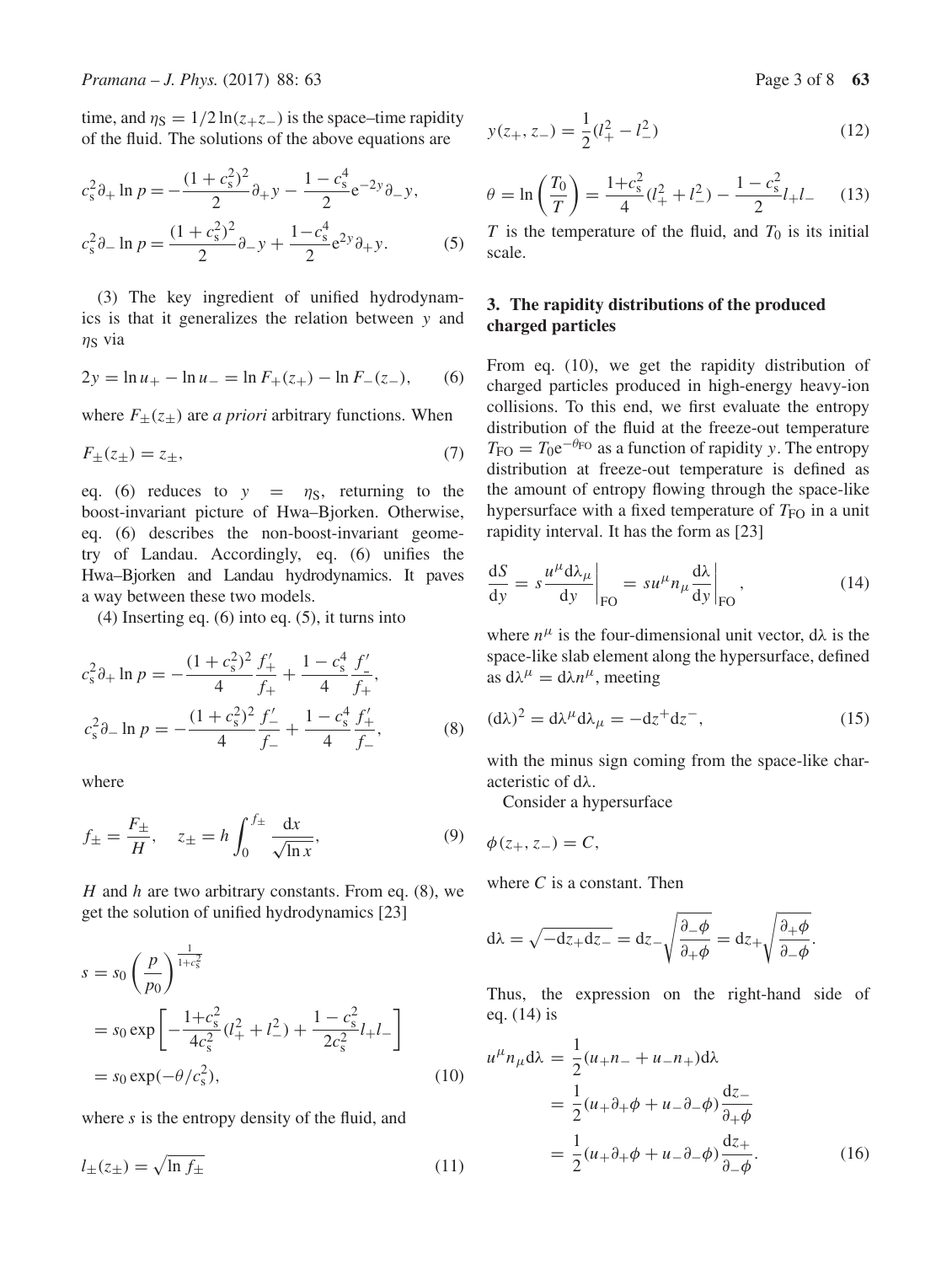time, and $\eta_S = 1/2 \ln(z_+ z_-)$ is the space–time rapidity of the fluid. The solutions of the above equations are

$$
\begin{aligned}
c_s^2 \partial_+ \ln p &= -\frac{(1+c_s^2)^2}{2}\partial_+ y - \frac{1-c_s^4}{2} e^{-2y}\partial_- y, \\
c_s^2 \partial_- \ln p &= \frac{(1+c_s^2)^2}{2}\partial_- y + \frac{1-c_s^4}{2} e^{2y}\partial_+ y.
\end{aligned} \tag{5}
$$

(3) The key ingredient of unified hydrodynamics is that it generalizes the relation between $y$ and $\eta_S$ via

$$
2y = \ln u_+ - \ln u_- = \ln F_+(z_+) - \ln F_-(z_-), \tag{6}
$$

where $F_\pm(z_\pm)$ are *a priori* arbitrary functions. When

$$
F_\pm(z_\pm) = z_\pm, \tag{7}
$$

eq. (6) reduces to $y = \eta_S$, returning to the boost-invariant picture of Hwa–Bjorken. Otherwise, eq. (6) describes the non-boost-invariant geometry of Landau. Accordingly, eq. (6) unifies the Hwa–Bjorken and Landau hydrodynamics. It paves a way between these two models.

(4) Inserting eq. (6) into eq. (5), it turns into

$$
\begin{aligned}
c_s^2 \partial_+ \ln p &= -\frac{(1+c_s^2)^2}{4}\frac{f_+'}{f_+} + \frac{1-c_s^4}{4}\frac{f_-'}{f_+}, \\
c_s^2 \partial_- \ln p &= -\frac{(1+c_s^2)^2}{4}\frac{f_-'}{f_-} + \frac{1-c_s^4}{4}\frac{f_+'}{f_-},
\end{aligned} \tag{8}
$$

where

$$
f_\pm = \frac{F_\pm}{H}, \quad z_\pm = h\int_0^{f_\pm} \frac{dx}{\sqrt{\ln x}}, \tag{9}
$$

$H$ and $h$ are two arbitrary constants. From eq. (8), we get the solution of unified hydrodynamics [23]

$$
\begin{aligned}
s &= s_0\left(\frac{p}{p_0}\right)^{\frac{1}{1+c_s^2}} \\
&= s_0 \exp\left[-\frac{1+c_s^2}{4c_s^2}(l_+^2 + l_-^2) + \frac{1-c_s^2}{2c_s^2} l_+ l_-\right] \\
&= s_0 \exp(-\theta/c_s^2),
\end{aligned} \tag{10}
$$

where $s$ is the entropy density of the fluid, and

$$
l_\pm(z_\pm) = \sqrt{\ln f_\pm} \tag{11}
$$

$$
y(z_+, z_-) = \frac{1}{2}(l_+^2 - l_-^2) \tag{12}
$$

$$
\theta = \ln\left(\frac{T_0}{T}\right) = \frac{1+c_s^2}{4}(l_+^2 + l_-^2) - \frac{1-c_s^2}{2} l_+ l_- \tag{13}
$$

$T$ is the temperature of the fluid, and $T_0$ is its initial scale.

## 3. The rapidity distributions of the produced charged particles

From eq. (10), we get the rapidity distribution of charged particles produced in high-energy heavy-ion collisions. To this end, we first evaluate the entropy distribution of the fluid at the freeze-out temperature $T_{FO} = T_0 e^{-\theta_{FO}}$ as a function of rapidity $y$. The entropy distribution at freeze-out temperature is defined as the amount of entropy flowing through the space-like hypersurface with a fixed temperature of $T_{FO}$ in a unit rapidity interval. It has the form as [23]

$$
\frac{dS}{dy} = s\frac{u^\mu d\lambda_\mu}{dy}\bigg|_{FO} = s u^\mu n_\mu \frac{d\lambda}{dy}\bigg|_{FO}, \tag{14}
$$

where $n^\mu$ is the four-dimensional unit vector, $d\lambda$ is the space-like slab element along the hypersurface, defined as $d\lambda^\mu = d\lambda n^\mu$, meeting

$$
(d\lambda)^2 = d\lambda^\mu d\lambda_\mu = -dz^+ dz^-, \tag{15}
$$

with the minus sign coming from the space-like characteristic of $d\lambda$.

Consider a hypersurface

$$
\phi(z_+, z_-) = C,
$$

where $C$ is a constant. Then

$$
d\lambda = \sqrt{-dz_+ dz_-} = dz_-\sqrt{\frac{\partial_-\phi}{\partial_+\phi}} = dz_+\sqrt{\frac{\partial_+\phi}{\partial_-\phi}}.
$$

Thus, the expression on the right-hand side of eq. (14) is

$$
\begin{aligned}
u^\mu n_\mu d\lambda &= \frac{1}{2}(u_+ n_- + u_- n_+) d\lambda \\
&= \frac{1}{2}(u_+\partial_+\phi + u_-\partial_-\phi)\frac{dz_-}{\partial_+\phi} \\
&= \frac{1}{2}(u_+\partial_+\phi + u_-\partial_-\phi)\frac{dz_+}{\partial_-\phi}.
\end{aligned} \tag{16}
$$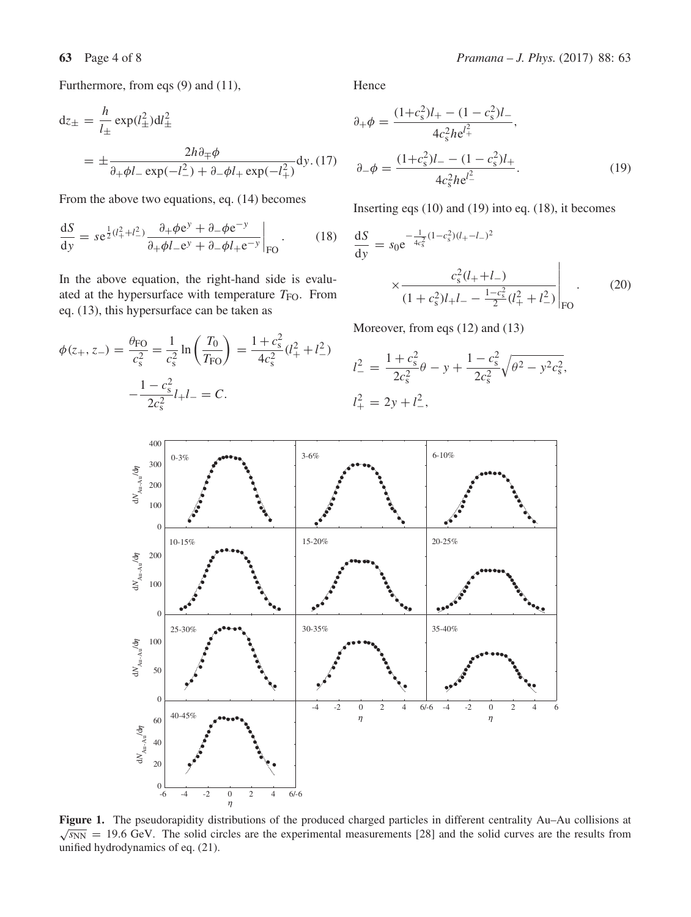Furthermore, from eqs (9) and (11),

$$dz_{\pm} = \frac{h}{l_{\pm}} \exp(l_{\pm}^2) dl_{\pm}^2$$
$$= \pm \frac{2h \partial_{\mp}\phi}{\partial_{+}\phi l_{-} \exp(-l_{-}^2) + \partial_{-}\phi l_{+} \exp(-l_{+}^2)} dy. \quad (17)$$

From the above two equations, eq. (14) becomes

$$\frac{dS}{dy} = s e^{\frac{1}{2}(l_{+}^2 + l_{-}^2)} \left. \frac{\partial_{+}\phi e^{y} + \partial_{-}\phi e^{-y}}{\partial_{+}\phi l_{-} e^{y} + \partial_{-}\phi l_{+} e^{-y}} \right|_{\mathrm{FO}}. \quad (18)$$

In the above equation, the right-hand side is evaluated at the hypersurface with temperature $T_{\mathrm{FO}}$. From eq. (13), this hypersurface can be taken as

$$\phi(z_{+}, z_{-}) = \frac{\theta_{\mathrm{FO}}}{c_s^2} = \frac{1}{c_s^2} \ln\left(\frac{T_0}{T_{\mathrm{FO}}}\right) = \frac{1 + c_s^2}{4c_s^2}(l_{+}^2 + l_{-}^2) - \frac{1 - c_s^2}{2c_s^2} l_{+} l_{-} = C.$$

Hence

$$\partial_{+}\phi = \frac{(1+c_s^2) l_{+} - (1 - c_s^2) l_{-}}{4c_s^2 h e^{l_{+}^2}},$$
$$\partial_{-}\phi = \frac{(1+c_s^2) l_{-} - (1 - c_s^2) l_{+}}{4c_s^2 h e^{l_{-}^2}}. \quad (19)$$

Inserting eqs (10) and (19) into eq. (18), it becomes

$$\frac{dS}{dy} = s_0 e^{-\frac{1}{4c_s^2}(1 - c_s^2)(l_{+} - l_{-})^2} \times \left. \frac{c_s^2 (l_{+} + l_{-})}{(1 + c_s^2) l_{+} l_{-} - \frac{1 - c_s^2}{2}(l_{+}^2 + l_{-}^2)} \right|_{\mathrm{FO}}. \quad (20)$$

Moreover, from eqs (12) and (13)

$$l_{-}^2 = \frac{1 + c_s^2}{2c_s^2}\theta - y + \frac{1 - c_s^2}{2c_s^2}\sqrt{\theta^2 - y^2 c_s^2},$$
$$l_{+}^2 = 2y + l_{-}^2,$$

**Figure 1.** The pseudorapidity distributions of the produced charged particles in different centrality Au–Au collisions at $\sqrt{s_{\mathrm{NN}}} = 19.6$ GeV. The solid circles are the experimental measurements [28] and the solid curves are the results from unified hydrodynamics of eq. (21).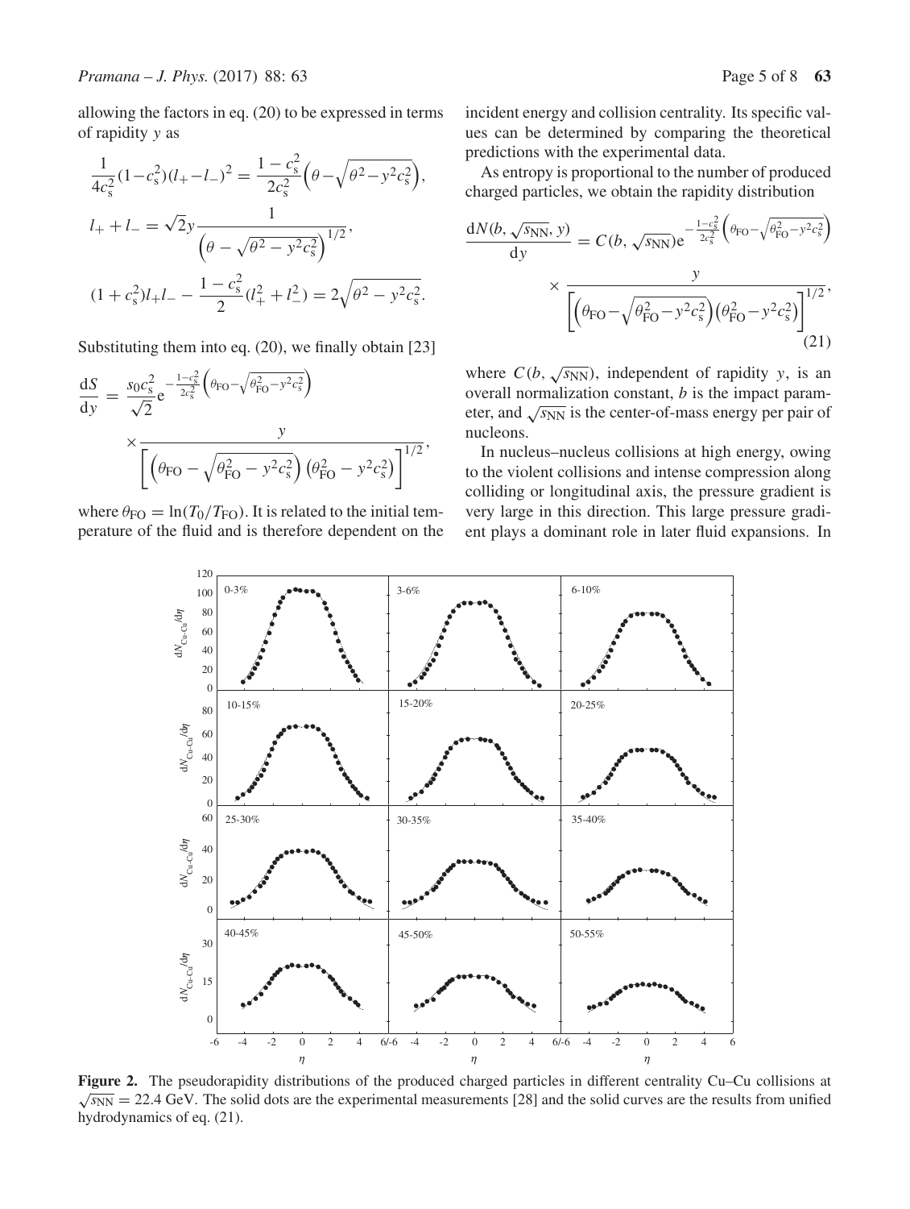allowing the factors in eq. (20) to be expressed in terms of rapidity $y$ as

$$\frac{1}{4c_s^2}(1-c_s^2)(l_+-l_-)^2 = \frac{1-c_s^2}{2c_s^2}\left(\theta-\sqrt{\theta^2-y^2c_s^2}\right),$$

$$l_+ + l_- = \sqrt{2}y\frac{1}{\left(\theta-\sqrt{\theta^2-y^2c_s^2}\right)^{1/2}},$$

$$(1+c_s^2)l_+l_- - \frac{1-c_s^2}{2}(l_+^2+l_-^2) = 2\sqrt{\theta^2-y^2c_s^2}.$$

Substituting them into eq. (20), we finally obtain [23]

$$\frac{\mathrm{d}S}{\mathrm{d}y} = \frac{s_0c_s^2}{\sqrt{2}}\mathrm{e}^{-\frac{1-c_s^2}{2c_s^2}\left(\theta_{\mathrm{FO}}-\sqrt{\theta_{\mathrm{FO}}^2-y^2c_s^2}\right)} \times\frac{y}{\left[\left(\theta_{\mathrm{FO}}-\sqrt{\theta_{\mathrm{FO}}^2-y^2c_s^2}\right)\left(\theta_{\mathrm{FO}}^2-y^2c_s^2\right)\right]^{1/2}},$$

where $\theta_{\mathrm{FO}} = \ln(T_0/T_{\mathrm{FO}})$. It is related to the initial temperature of the fluid and is therefore dependent on the incident energy and collision centrality. Its specific values can be determined by comparing the theoretical predictions with the experimental data.

As entropy is proportional to the number of produced charged particles, we obtain the rapidity distribution

$$\frac{\mathrm{d}N(b,\sqrt{s_{\mathrm{NN}}},y)}{\mathrm{d}y} = C(b,\sqrt{s_{\mathrm{NN}}})\mathrm{e}^{-\frac{1-c_s^2}{2c_s^2}\left(\theta_{\mathrm{FO}}-\sqrt{\theta_{\mathrm{FO}}^2-y^2c_s^2}\right)} \times\frac{y}{\left[\left(\theta_{\mathrm{FO}}-\sqrt{\theta_{\mathrm{FO}}^2-y^2c_s^2}\right)\left(\theta_{\mathrm{FO}}^2-y^2c_s^2\right)\right]^{1/2}}, \tag{21}$$

where $C(b,\sqrt{s_{\mathrm{NN}}})$, independent of rapidity $y$, is an overall normalization constant, $b$ is the impact parameter, and $\sqrt{s_{\mathrm{NN}}}$ is the center-of-mass energy per pair of nucleons.

In nucleus–nucleus collisions at high energy, owing to the violent collisions and intense compression along colliding or longitudinal axis, the pressure gradient is very large in this direction. This large pressure gradient plays a dominant role in later fluid expansions. In

**Figure 2.** The pseudorapidity distributions of the produced charged particles in different centrality Cu–Cu collisions at $\sqrt{s_{\mathrm{NN}}} = 22.4$ GeV. The solid dots are the experimental measurements [28] and the solid curves are the results from unified hydrodynamics of eq. (21).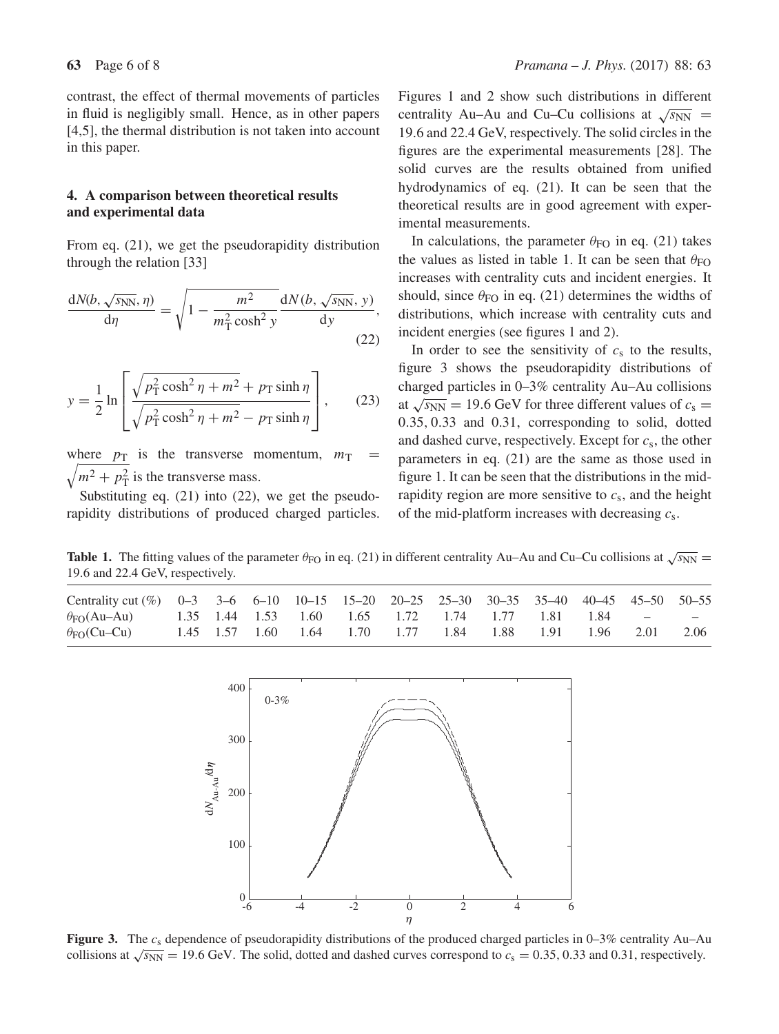contrast, the effect of thermal movements of particles in fluid is negligibly small. Hence, as in other papers [4,5], the thermal distribution is not taken into account in this paper.

## 4. A comparison between theoretical results and experimental data

From eq. (21), we get the pseudorapidity distribution through the relation [33]

$$\frac{\mathrm{d}N(b, \sqrt{s_{\mathrm{NN}}}, \eta)}{\mathrm{d}\eta} = \sqrt{1 - \frac{m^2}{m_{\mathrm{T}}^2 \cosh^2 y}} \frac{\mathrm{d}N(b, \sqrt{s_{\mathrm{NN}}}, y)}{\mathrm{d}y}, \tag{22}$$

$$y = \frac{1}{2} \ln \left[ \frac{\sqrt{p_{\mathrm{T}}^2 \cosh^2 \eta + m^2} + p_{\mathrm{T}} \sinh \eta}{\sqrt{p_{\mathrm{T}}^2 \cosh^2 \eta + m^2} - p_{\mathrm{T}} \sinh \eta} \right], \tag{23}$$

where $p_{\mathrm{T}}$ is the transverse momentum, $m_{\mathrm{T}} = \sqrt{m^2 + p_{\mathrm{T}}^2}$ is the transverse mass.

Substituting eq. (21) into (22), we get the pseudorapidity distributions of produced charged particles. Figures 1 and 2 show such distributions in different centrality Au–Au and Cu–Cu collisions at $\sqrt{s_{\mathrm{NN}}} = 19.6$ and 22.4 GeV, respectively. The solid circles in the figures are the experimental measurements [28]. The solid curves are the results obtained from unified hydrodynamics of eq. (21). It can be seen that the theoretical results are in good agreement with experimental measurements.

In calculations, the parameter $\theta_{\mathrm{FO}}$ in eq. (21) takes the values as listed in table 1. It can be seen that $\theta_{\mathrm{FO}}$ increases with centrality cuts and incident energies. It should, since $\theta_{\mathrm{FO}}$ in eq. (21) determines the widths of distributions, which increase with centrality cuts and incident energies (see figures 1 and 2).

In order to see the sensitivity of $c_{\mathrm{s}}$ to the results, figure 3 shows the pseudorapidity distributions of charged particles in 0–3% centrality Au–Au collisions at $\sqrt{s_{\mathrm{NN}}} = 19.6$ GeV for three different values of $c_{\mathrm{s}} = 0.35, 0.33$ and $0.31$, corresponding to solid, dotted and dashed curve, respectively. Except for $c_{\mathrm{s}}$, the other parameters in eq. (21) are the same as those used in figure 1. It can be seen that the distributions in the mid-rapidity region are more sensitive to $c_{\mathrm{s}}$, and the height of the mid-platform increases with decreasing $c_{\mathrm{s}}$.

**Table 1.** The fitting values of the parameter $\theta_{\mathrm{FO}}$ in eq. (21) in different centrality Au–Au and Cu–Cu collisions at $\sqrt{s_{\mathrm{NN}}} = 19.6$ and 22.4 GeV, respectively.

| Centrality cut (%) | 0–3 | 3–6 | 6–10 | 10–15 | 15–20 | 20–25 | 25–30 | 30–35 | 35–40 | 40–45 | 45–50 | 50–55 |
|---|---|---|---|---|---|---|---|---|---|---|---|---|
| $\theta_{\mathrm{FO}}$(Au–Au) | 1.35 | 1.44 | 1.53 | 1.60 | 1.65 | 1.72 | 1.74 | 1.77 | 1.81 | 1.84 | – | – |
| $\theta_{\mathrm{FO}}$(Cu–Cu) | 1.45 | 1.57 | 1.60 | 1.64 | 1.70 | 1.77 | 1.84 | 1.88 | 1.91 | 1.96 | 2.01 | 2.06 |

**Figure 3.** The $c_{\mathrm{s}}$ dependence of pseudorapidity distributions of the produced charged particles in 0–3% centrality Au–Au collisions at $\sqrt{s_{\mathrm{NN}}} = 19.6$ GeV. The solid, dotted and dashed curves correspond to $c_{\mathrm{s}} = 0.35, 0.33$ and $0.31$, respectively.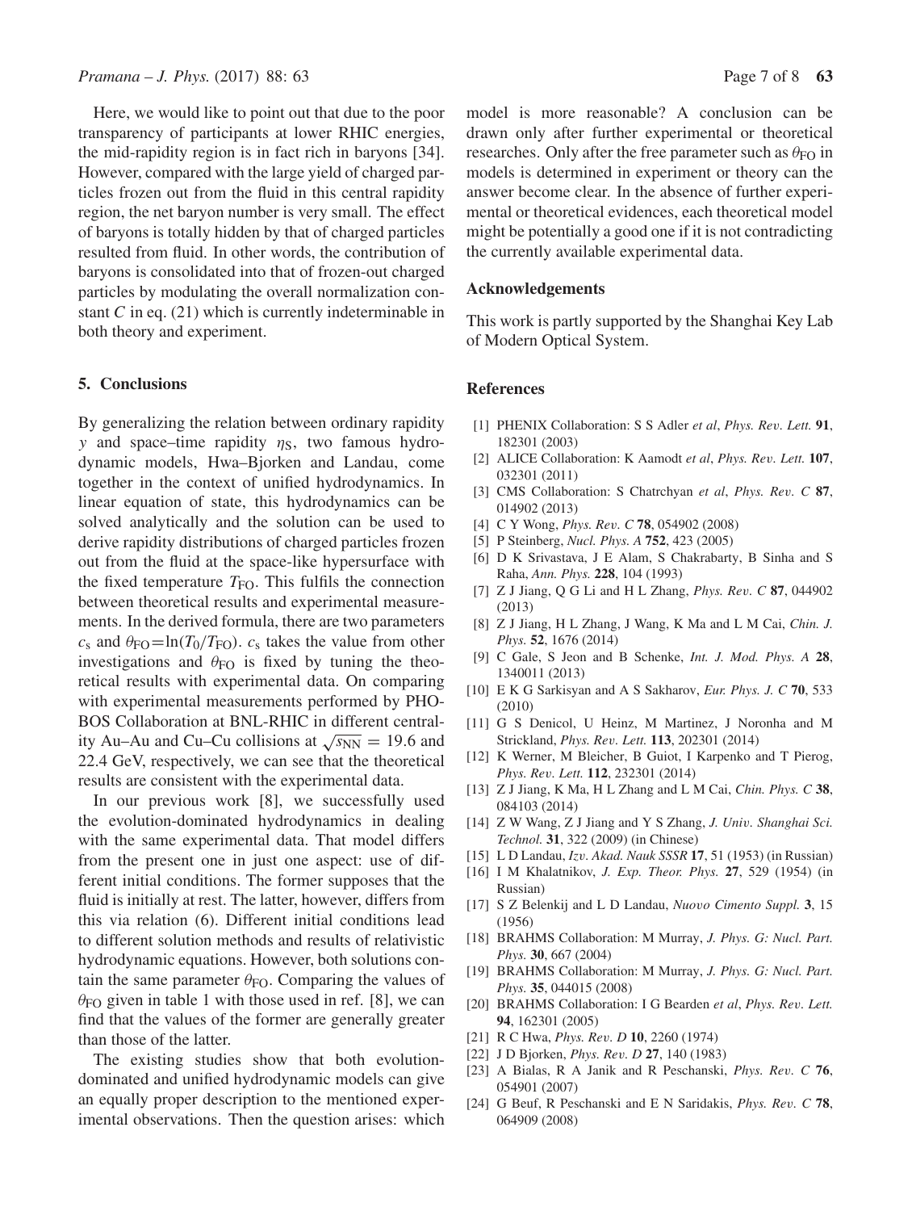Here, we would like to point out that due to the poor transparency of participants at lower RHIC energies, the mid-rapidity region is in fact rich in baryons [34]. However, compared with the large yield of charged particles frozen out from the fluid in this central rapidity region, the net baryon number is very small. The effect of baryons is totally hidden by that of charged particles resulted from fluid. In other words, the contribution of baryons is consolidated into that of frozen-out charged particles by modulating the overall normalization constant $C$ in eq. (21) which is currently indeterminable in both theory and experiment.

## 5. Conclusions

By generalizing the relation between ordinary rapidity $y$ and space–time rapidity $\eta_S$, two famous hydrodynamic models, Hwa–Bjorken and Landau, come together in the context of unified hydrodynamics. In linear equation of state, this hydrodynamics can be solved analytically and the solution can be used to derive rapidity distributions of charged particles frozen out from the fluid at the space-like hypersurface with the fixed temperature $T_{FO}$. This fulfils the connection between theoretical results and experimental measurements. In the derived formula, there are two parameters $c_s$ and $\theta_{FO}=\ln(T_0/T_{FO})$. $c_s$ takes the value from other investigations and $\theta_{FO}$ is fixed by tuning the theoretical results with experimental data. On comparing with experimental measurements performed by PHOBOS Collaboration at BNL-RHIC in different centrality Au–Au and Cu–Cu collisions at $\sqrt{s_{NN}} = 19.6$ and 22.4 GeV, respectively, we can see that the theoretical results are consistent with the experimental data.

In our previous work [8], we successfully used the evolution-dominated hydrodynamics in dealing with the same experimental data. That model differs from the present one in just one aspect: use of different initial conditions. The former supposes that the fluid is initially at rest. The latter, however, differs from this via relation (6). Different initial conditions lead to different solution methods and results of relativistic hydrodynamic equations. However, both solutions contain the same parameter $\theta_{FO}$. Comparing the values of $\theta_{FO}$ given in table 1 with those used in ref. [8], we can find that the values of the former are generally greater than those of the latter.

The existing studies show that both evolution-dominated and unified hydrodynamic models can give an equally proper description to the mentioned experimental observations. Then the question arises: which model is more reasonable? A conclusion can be drawn only after further experimental or theoretical researches. Only after the free parameter such as $\theta_{FO}$ in models is determined in experiment or theory can the answer become clear. In the absence of further experimental or theoretical evidences, each theoretical model might be potentially a good one if it is not contradicting the currently available experimental data.

### Acknowledgements

This work is partly supported by the Shanghai Key Lab of Modern Optical System.

### References

[1] PHENIX Collaboration: S S Adler *et al*, *Phys. Rev. Lett.* **91**, 182301 (2003)
[2] ALICE Collaboration: K Aamodt *et al*, *Phys. Rev. Lett.* **107**, 032301 (2011)
[3] CMS Collaboration: S Chatrchyan *et al*, *Phys. Rev. C* **87**, 014902 (2013)
[4] C Y Wong, *Phys. Rev. C* **78**, 054902 (2008)
[5] P Steinberg, *Nucl. Phys. A* **752**, 423 (2005)
[6] D K Srivastava, J E Alam, S Chakrabarty, B Sinha and S Raha, *Ann. Phys.* **228**, 104 (1993)
[7] Z J Jiang, Q G Li and H L Zhang, *Phys. Rev. C* **87**, 044902 (2013)
[8] Z J Jiang, H L Zhang, J Wang, K Ma and L M Cai, *Chin. J. Phys.* **52**, 1676 (2014)
[9] C Gale, S Jeon and B Schenke, *Int. J. Mod. Phys. A* **28**, 1340011 (2013)
[10] E K G Sarkisyan and A S Sakharov, *Eur. Phys. J. C* **70**, 533 (2010)
[11] G S Denicol, U Heinz, M Martinez, J Noronha and M Strickland, *Phys. Rev. Lett.* **113**, 202301 (2014)
[12] K Werner, M Bleicher, B Guiot, I Karpenko and T Pierog, *Phys. Rev. Lett.* **112**, 232301 (2014)
[13] Z J Jiang, K Ma, H L Zhang and L M Cai, *Chin. Phys. C* **38**, 084103 (2014)
[14] Z W Wang, Z J Jiang and Y S Zhang, *J. Univ. Shanghai Sci. Technol.* **31**, 322 (2009) (in Chinese)
[15] L D Landau, *Izv. Akad. Nauk SSSR* **17**, 51 (1953) (in Russian)
[16] I M Khalatnikov, *J. Exp. Theor. Phys.* **27**, 529 (1954) (in Russian)
[17] S Z Belenkij and L D Landau, *Nuovo Cimento Suppl.* **3**, 15 (1956)
[18] BRAHMS Collaboration: M Murray, *J. Phys. G: Nucl. Part. Phys.* **30**, 667 (2004)
[19] BRAHMS Collaboration: M Murray, *J. Phys. G: Nucl. Part. Phys.* **35**, 044015 (2008)
[20] BRAHMS Collaboration: I G Bearden *et al*, *Phys. Rev. Lett.* **94**, 162301 (2005)
[21] R C Hwa, *Phys. Rev. D* **10**, 2260 (1974)
[22] J D Bjorken, *Phys. Rev. D* **27**, 140 (1983)
[23] A Bialas, R A Janik and R Peschanski, *Phys. Rev. C* **76**, 054901 (2007)
[24] G Beuf, R Peschanski and E N Saridakis, *Phys. Rev. C* **78**, 064909 (2008)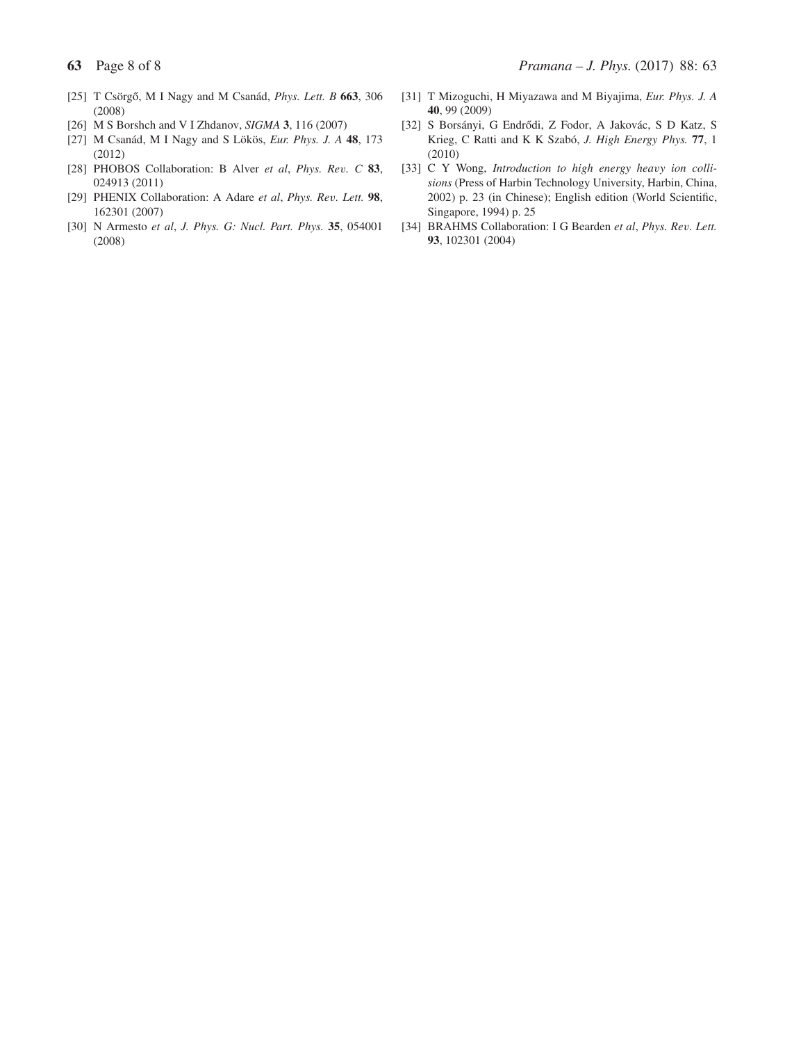[25] T Csörgő, M I Nagy and M Csanád, *Phys. Lett. B* **663**, 306 (2008)

[26] M S Borshch and V I Zhdanov, *SIGMA* **3**, 116 (2007)

[27] M Csanád, M I Nagy and S Lökös, *Eur. Phys. J. A* **48**, 173 (2012)

[28] PHOBOS Collaboration: B Alver *et al*, *Phys. Rev. C* **83**, 024913 (2011)

[29] PHENIX Collaboration: A Adare *et al*, *Phys. Rev. Lett.* **98**, 162301 (2007)

[30] N Armesto *et al*, *J. Phys. G: Nucl. Part. Phys.* **35**, 054001 (2008)

[31] T Mizoguchi, H Miyazawa and M Biyajima, *Eur. Phys. J. A* **40**, 99 (2009)

[32] S Borsányi, G Endrődi, Z Fodor, A Jakovác, S D Katz, S Krieg, C Ratti and K K Szabó, *J. High Energy Phys.* **77**, 1 (2010)

[33] C Y Wong, *Introduction to high energy heavy ion collisions* (Press of Harbin Technology University, Harbin, China, 2002) p. 23 (in Chinese); English edition (World Scientific, Singapore, 1994) p. 25

[34] BRAHMS Collaboration: I G Bearden *et al*, *Phys. Rev. Lett.* **93**, 102301 (2004)